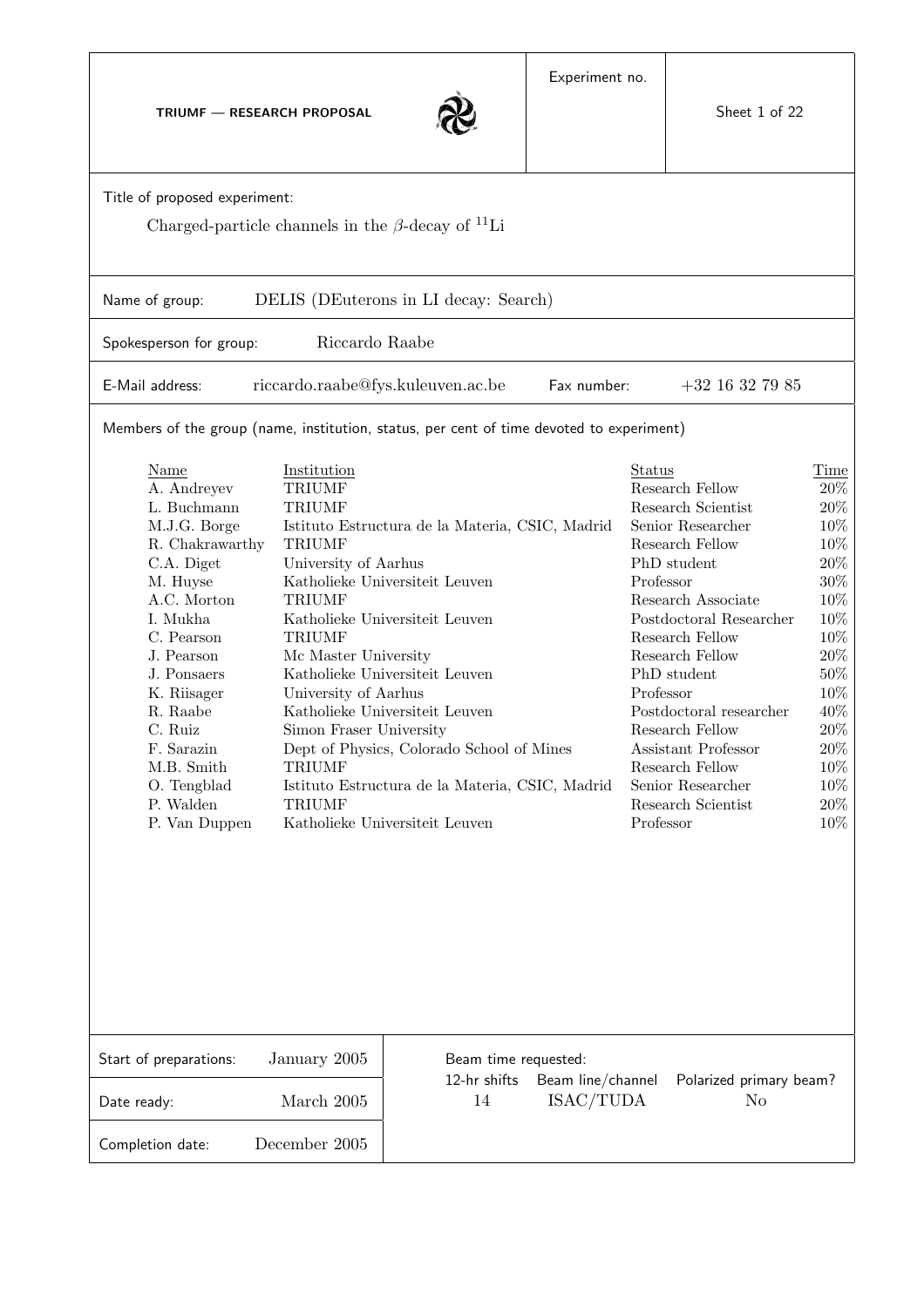**TRIUMF — RESEARCH PROPOSAL**

Experiment no.

Title of proposed experiment:

Charged-particle channels in the $\beta$-decay of $^{11}$Li

Name of group: DELIS (DEuterons in LI decay: Search)

Spokesperson for group: Riccardo Raabe

E-Mail address: riccardo.raabe@fys.kuleuven.ac.be

Fax number: +32 16 32 79 85

Members of the group (name, institution, status, per cent of time devoted to experiment)

| Name | Institution | Status | Time |
|---|---|---|---|
| A. Andreyev | TRIUMF | Research Fellow | 20% |
| L. Buchmann | TRIUMF | Research Scientist | 20% |
| M.J.G. Borge | Istituto Estructura de la Materia, CSIC, Madrid | Senior Researcher | 10% |
| R. Chakrawarthy | TRIUMF | Research Fellow | 10% |
| C.A. Diget | University of Aarhus | PhD student | 20% |
| M. Huyse | Katholieke Universiteit Leuven | Professor | 30% |
| A.C. Morton | TRIUMF | Research Associate | 10% |
| I. Mukha | Katholieke Universiteit Leuven | Postdoctoral Researcher | 10% |
| C. Pearson | TRIUMF | Research Fellow | 10% |
| J. Pearson | Mc Master University | Research Fellow | 20% |
| J. Ponsaers | Katholieke Universiteit Leuven | PhD student | 50% |
| K. Riisager | University of Aarhus | Professor | 10% |
| R. Raabe | Katholieke Universiteit Leuven | Postdoctoral researcher | 40% |
| C. Ruiz | Simon Fraser University | Research Fellow | 20% |
| F. Sarazin | Dept of Physics, Colorado School of Mines | Assistant Professor | 20% |
| M.B. Smith | TRIUMF | Research Fellow | 10% |
| O. Tengblad | Istituto Estructura de la Materia, CSIC, Madrid | Senior Researcher | 10% |
| P. Walden | TRIUMF | Research Scientist | 20% |
| P. Van Duppen | Katholieke Universiteit Leuven | Professor | 10% |

| | |
|---|---|
| Start of preparations: | January 2005 |
| Date ready: | March 2005 |
| Completion date: | December 2005 |

Beam time requested:

| 12-hr shifts | Beam line/channel | Polarized primary beam? |
|---|---|---|
| 14 | ISAC/TUDA | No |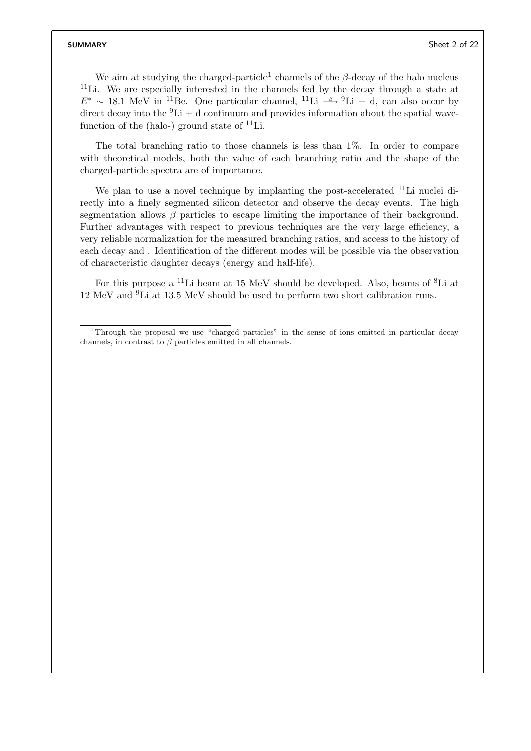We aim at studying the charged-particle[1] channels of the $\beta$-decay of the halo nucleus $^{11}$Li. We are especially interested in the channels fed by the decay through a state at $E^* \sim 18.1$ MeV in $^{11}$Be. One particular channel, $^{11}\text{Li} \xrightarrow{\beta} {}^{9}\text{Li} + \text{d}$, can also occur by direct decay into the $^{9}$Li + d continuum and provides information about the spatial wavefunction of the (halo-) ground state of $^{11}$Li.

The total branching ratio to those channels is less than 1%. In order to compare with theoretical models, both the value of each branching ratio and the shape of the charged-particle spectra are of importance.

We plan to use a novel technique by implanting the post-accelerated $^{11}$Li nuclei directly into a finely segmented silicon detector and observe the decay events. The high segmentation allows $\beta$ particles to escape limiting the importance of their background. Further advantages with respect to previous techniques are the very large efficiency, a very reliable normalization for the measured branching ratios, and access to the history of each decay and . Identification of the different modes will be possible via the observation of characteristic daughter decays (energy and half-life).

For this purpose a $^{11}$Li beam at 15 MeV should be developed. Also, beams of $^{8}$Li at 12 MeV and $^{9}$Li at 13.5 MeV should be used to perform two short calibration runs.

---

[1] Through the proposal we use "charged particles" in the sense of ions emitted in particular decay channels, in contrast to $\beta$ particles emitted in all channels.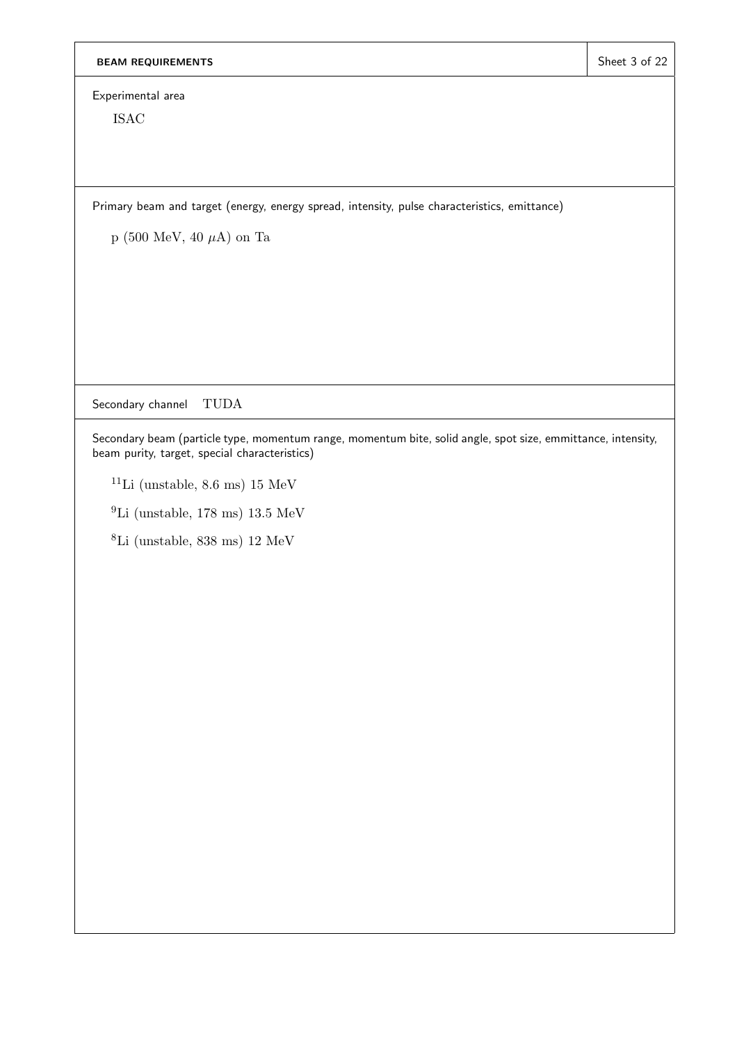## BEAM REQUIREMENTS

Experimental area

ISAC

Primary beam and target (energy, energy spread, intensity, pulse characteristics, emittance)

p (500 MeV, 40 $\mu$A) on Ta

Secondary channel TUDA

Secondary beam (particle type, momentum range, momentum bite, solid angle, spot size, emmittance, intensity, beam purity, target, special characteristics)

$^{11}$Li (unstable, 8.6 ms) 15 MeV

$^{9}$Li (unstable, 178 ms) 13.5 MeV

$^{8}$Li (unstable, 838 ms) 12 MeV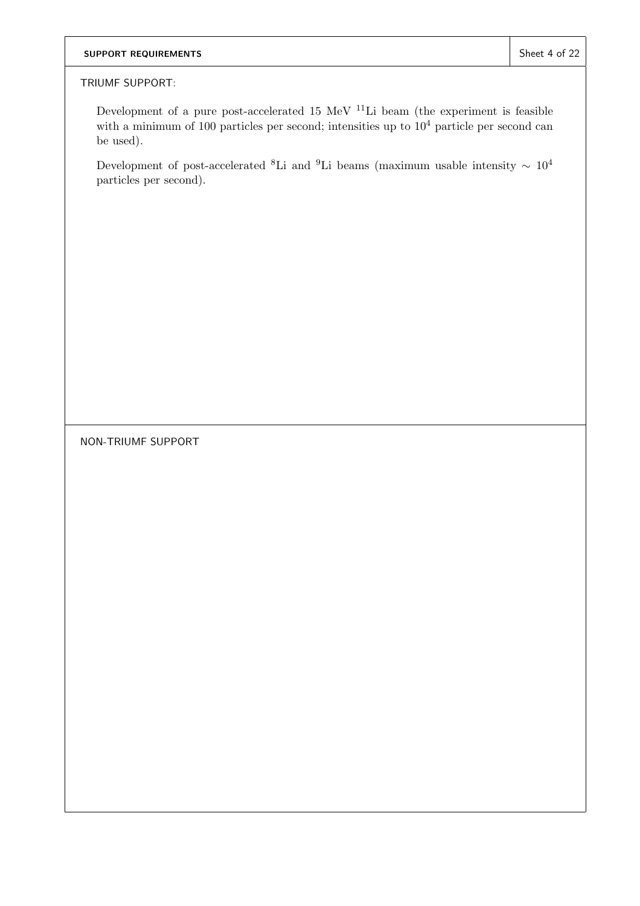## SUPPORT REQUIREMENTS

### TRIUMF SUPPORT:

Development of a pure post-accelerated 15 MeV $^{11}$Li beam (the experiment is feasible with a minimum of 100 particles per second; intensities up to $10^4$ particle per second can be used).

Development of post-accelerated $^{8}$Li and $^{9}$Li beams (maximum usable intensity $\sim 10^4$ particles per second).

### NON-TRIUMF SUPPORT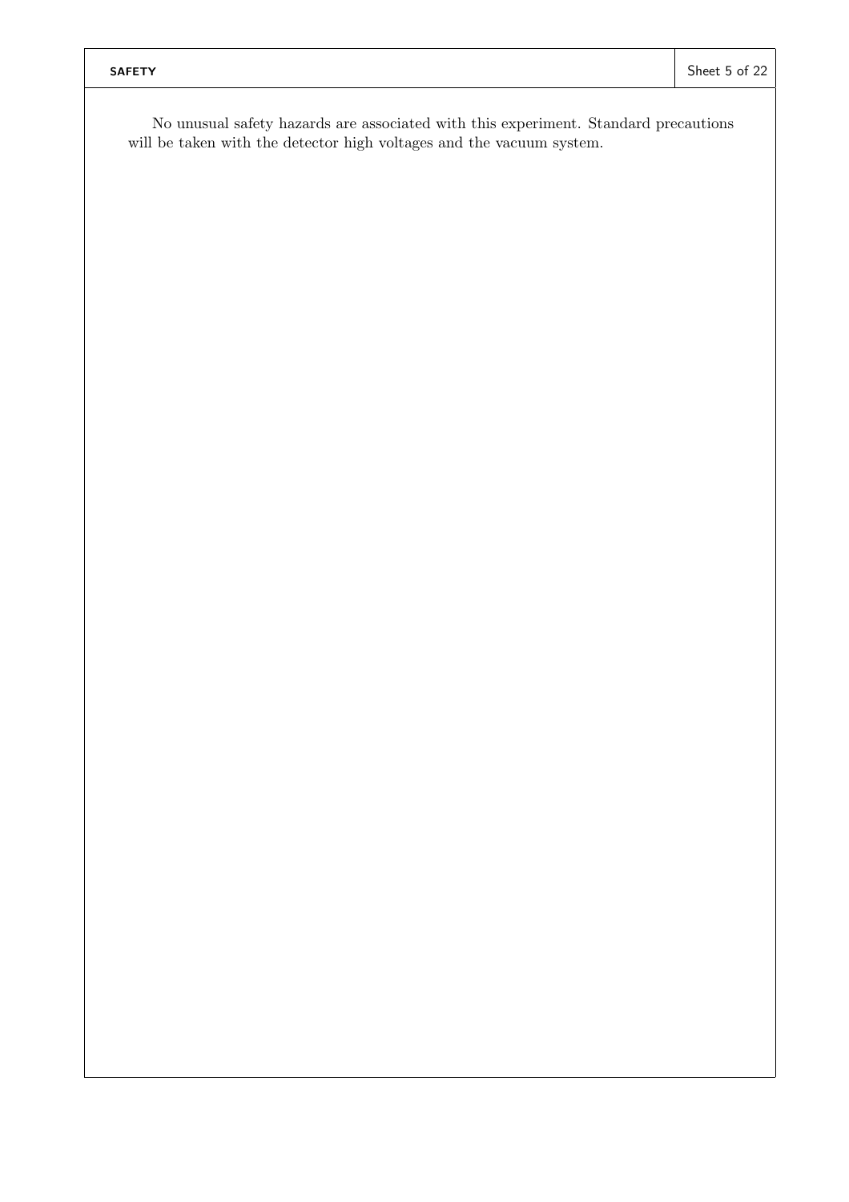# SAFETY

No unusual safety hazards are associated with this experiment. Standard precautions will be taken with the detector high voltages and the vacuum system.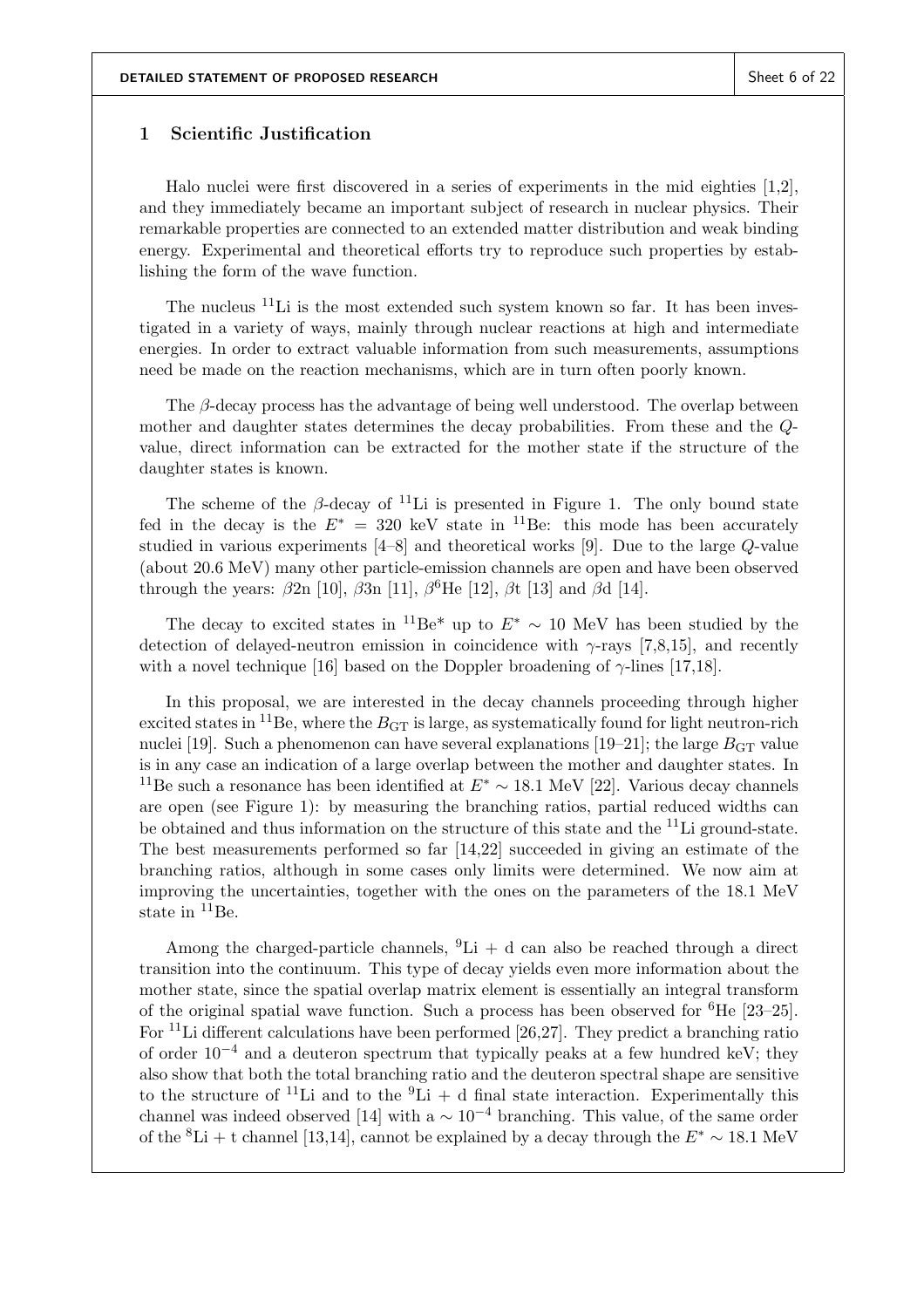# 1 Scientific Justification

Halo nuclei were first discovered in a series of experiments in the mid eighties [1,2], and they immediately became an important subject of research in nuclear physics. Their remarkable properties are connected to an extended matter distribution and weak binding energy. Experimental and theoretical efforts try to reproduce such properties by establishing the form of the wave function.

The nucleus $^{11}$Li is the most extended such system known so far. It has been investigated in a variety of ways, mainly through nuclear reactions at high and intermediate energies. In order to extract valuable information from such measurements, assumptions need be made on the reaction mechanisms, which are in turn often poorly known.

The $\beta$-decay process has the advantage of being well understood. The overlap between mother and daughter states determines the decay probabilities. From these and the $Q$-value, direct information can be extracted for the mother state if the structure of the daughter states is known.

The scheme of the $\beta$-decay of $^{11}$Li is presented in Figure 1. The only bound state fed in the decay is the $E^* = 320$ keV state in $^{11}$Be: this mode has been accurately studied in various experiments [4–8] and theoretical works [9]. Due to the large $Q$-value (about 20.6 MeV) many other particle-emission channels are open and have been observed through the years: $\beta$2n [10], $\beta$3n [11], $\beta^6$He [12], $\beta$t [13] and $\beta$d [14].

The decay to excited states in $^{11}$Be$^*$ up to $E^* \sim 10$ MeV has been studied by the detection of delayed-neutron emission in coincidence with $\gamma$-rays [7,8,15], and recently with a novel technique [16] based on the Doppler broadening of $\gamma$-lines [17,18].

In this proposal, we are interested in the decay channels proceeding through higher excited states in $^{11}$Be, where the $B_{\mathrm{GT}}$ is large, as systematically found for light neutron-rich nuclei [19]. Such a phenomenon can have several explanations [19–21]; the large $B_{\mathrm{GT}}$ value is in any case an indication of a large overlap between the mother and daughter states. In $^{11}$Be such a resonance has been identified at $E^* \sim 18.1$ MeV [22]. Various decay channels are open (see Figure 1): by measuring the branching ratios, partial reduced widths can be obtained and thus information on the structure of this state and the $^{11}$Li ground-state. The best measurements performed so far [14,22] succeeded in giving an estimate of the branching ratios, although in some cases only limits were determined. We now aim at improving the uncertainties, together with the ones on the parameters of the 18.1 MeV state in $^{11}$Be.

Among the charged-particle channels, $^9$Li + d can also be reached through a direct transition into the continuum. This type of decay yields even more information about the mother state, since the spatial overlap matrix element is essentially an integral transform of the original spatial wave function. Such a process has been observed for $^6$He [23–25]. For $^{11}$Li different calculations have been performed [26,27]. They predict a branching ratio of order $10^{-4}$ and a deuteron spectrum that typically peaks at a few hundred keV; they also show that both the total branching ratio and the deuteron spectral shape are sensitive to the structure of $^{11}$Li and to the $^9$Li + d final state interaction. Experimentally this channel was indeed observed [14] with a $\sim 10^{-4}$ branching. This value, of the same order of the $^8$Li + t channel [13,14], cannot be explained by a decay through the $E^* \sim 18.1$ MeV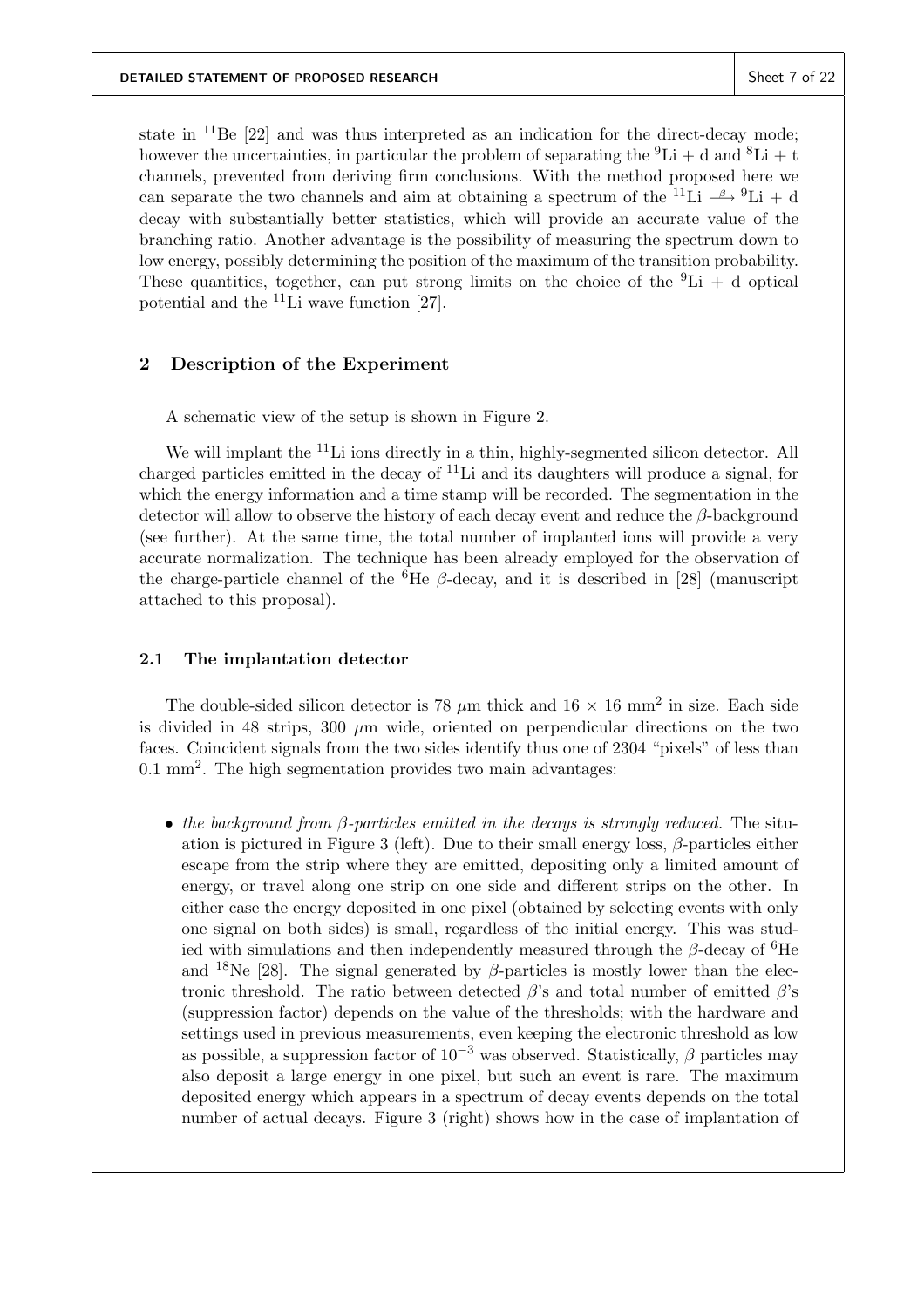state in $^{11}$Be [22] and was thus interpreted as an indication for the direct-decay mode; however the uncertainties, in particular the problem of separating the $^{9}$Li + d and $^{8}$Li + t channels, prevented from deriving firm conclusions. With the method proposed here we can separate the two channels and aim at obtaining a spectrum of the $^{11}\text{Li} \xrightarrow{\beta} {}^{9}\text{Li} + \text{d}$ decay with substantially better statistics, which will provide an accurate value of the branching ratio. Another advantage is the possibility of measuring the spectrum down to low energy, possibly determining the position of the maximum of the transition probability. These quantities, together, can put strong limits on the choice of the $^{9}$Li + d optical potential and the $^{11}$Li wave function [27].

## 2 Description of the Experiment

A schematic view of the setup is shown in Figure 2.

We will implant the $^{11}$Li ions directly in a thin, highly-segmented silicon detector. All charged particles emitted in the decay of $^{11}$Li and its daughters will produce a signal, for which the energy information and a time stamp will be recorded. The segmentation in the detector will allow to observe the history of each decay event and reduce the $\beta$-background (see further). At the same time, the total number of implanted ions will provide a very accurate normalization. The technique has been already employed for the observation of the charge-particle channel of the $^{6}$He $\beta$-decay, and it is described in [28] (manuscript attached to this proposal).

### 2.1 The implantation detector

The double-sided silicon detector is 78 $\mu$m thick and 16 $\times$ 16 mm$^2$ in size. Each side is divided in 48 strips, 300 $\mu$m wide, oriented on perpendicular directions on the two faces. Coincident signals from the two sides identify thus one of 2304 "pixels" of less than 0.1 mm$^2$. The high segmentation provides two main advantages:

- *the background from $\beta$-particles emitted in the decays is strongly reduced.* The situation is pictured in Figure 3 (left). Due to their small energy loss, $\beta$-particles either escape from the strip where they are emitted, depositing only a limited amount of energy, or travel along one strip on one side and different strips on the other. In either case the energy deposited in one pixel (obtained by selecting events with only one signal on both sides) is small, regardless of the initial energy. This was studied with simulations and then independently measured through the $\beta$-decay of $^{6}$He and $^{18}$Ne [28]. The signal generated by $\beta$-particles is mostly lower than the electronic threshold. The ratio between detected $\beta$'s and total number of emitted $\beta$'s (suppression factor) depends on the value of the thresholds; with the hardware and settings used in previous measurements, even keeping the electronic threshold as low as possible, a suppression factor of $10^{-3}$ was observed. Statistically, $\beta$ particles may also deposit a large energy in one pixel, but such an event is rare. The maximum deposited energy which appears in a spectrum of decay events depends on the total number of actual decays. Figure 3 (right) shows how in the case of implantation of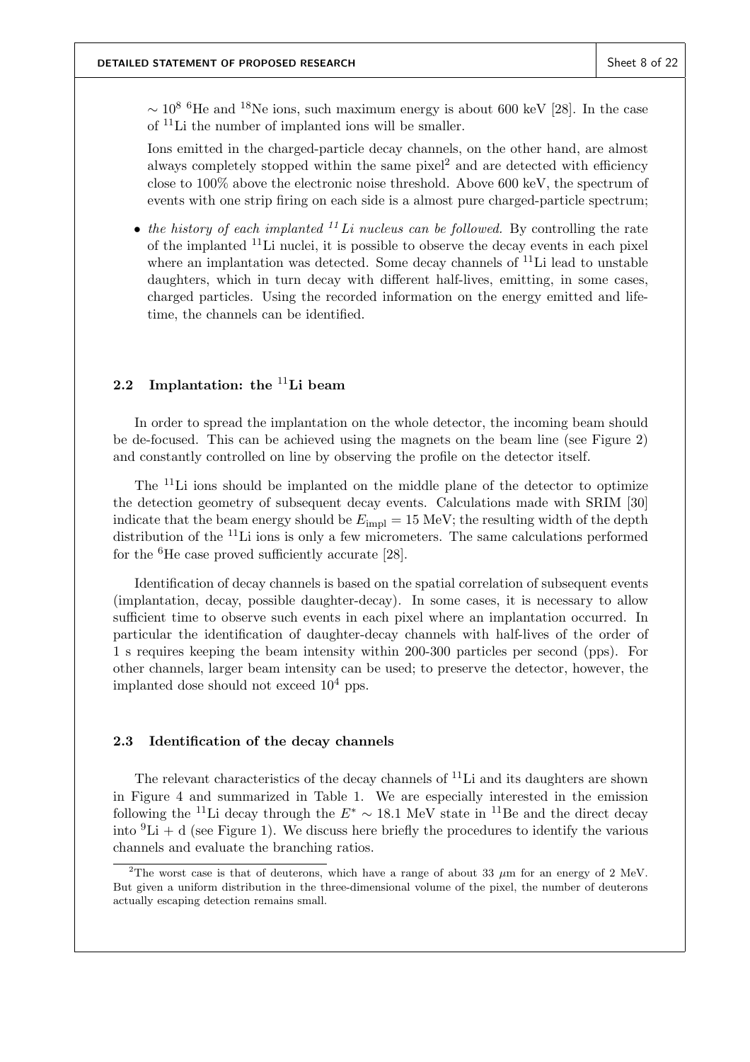$\sim 10^8$ $^6$He and $^{18}$Ne ions, such maximum energy is about 600 keV [28]. In the case of $^{11}$Li the number of implanted ions will be smaller.

Ions emitted in the charged-particle decay channels, on the other hand, are almost always completely stopped within the same pixel[2] and are detected with efficiency close to 100% above the electronic noise threshold. Above 600 keV, the spectrum of events with one strip firing on each side is a almost pure charged-particle spectrum;

- *the history of each implanted $^{11}$Li nucleus can be followed.* By controlling the rate of the implanted $^{11}$Li nuclei, it is possible to observe the decay events in each pixel where an implantation was detected. Some decay channels of $^{11}$Li lead to unstable daughters, which in turn decay with different half-lives, emitting, in some cases, charged particles. Using the recorded information on the energy emitted and lifetime, the channels can be identified.

## 2.2 Implantation: the $^{11}$Li beam

In order to spread the implantation on the whole detector, the incoming beam should be de-focused. This can be achieved using the magnets on the beam line (see Figure 2) and constantly controlled on line by observing the profile on the detector itself.

The $^{11}$Li ions should be implanted on the middle plane of the detector to optimize the detection geometry of subsequent decay events. Calculations made with SRIM [30] indicate that the beam energy should be $E_{\text{impl}} = 15$ MeV; the resulting width of the depth distribution of the $^{11}$Li ions is only a few micrometers. The same calculations performed for the $^6$He case proved sufficiently accurate [28].

Identification of decay channels is based on the spatial correlation of subsequent events (implantation, decay, possible daughter-decay). In some cases, it is necessary to allow sufficient time to observe such events in each pixel where an implantation occurred. In particular the identification of daughter-decay channels with half-lives of the order of 1 s requires keeping the beam intensity within 200-300 particles per second (pps). For other channels, larger beam intensity can be used; to preserve the detector, however, the implanted dose should not exceed $10^4$ pps.

## 2.3 Identification of the decay channels

The relevant characteristics of the decay channels of $^{11}$Li and its daughters are shown in Figure 4 and summarized in Table 1. We are especially interested in the emission following the $^{11}$Li decay through the $E^* \sim 18.1$ MeV state in $^{11}$Be and the direct decay into $^9$Li + d (see Figure 1). We discuss here briefly the procedures to identify the various channels and evaluate the branching ratios.

---

[2] The worst case is that of deuterons, which have a range of about 33 $\mu$m for an energy of 2 MeV. But given a uniform distribution in the three-dimensional volume of the pixel, the number of deuterons actually escaping detection remains small.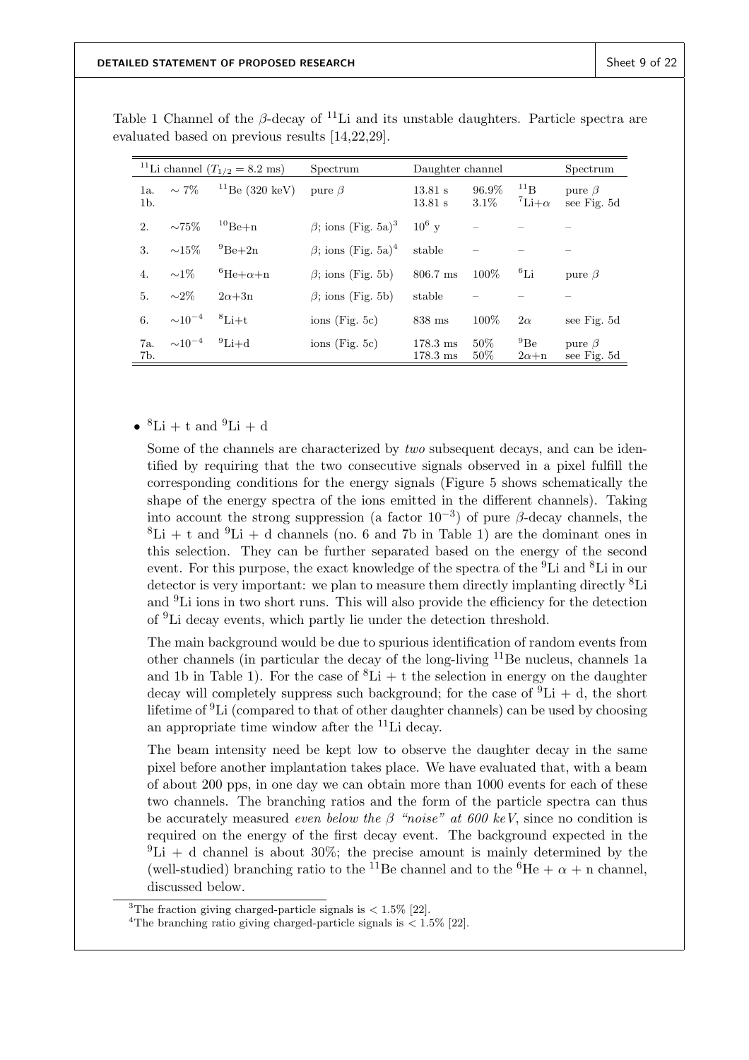Table 1 Channel of the $\beta$-decay of $^{11}$Li and its unstable daughters. Particle spectra are evaluated based on previous results [14,22,29].

| $^{11}$Li channel ($T_{1/2}$ = 8.2 ms) | | | Spectrum | Daughter channel | | | Spectrum |
|---|---|---|---|---|---|---|---|
| 1a. | $\sim 7\%$ | $^{11}$Be (320 keV) | pure $\beta$ | 13.81 s | 96.9% | $^{11}$B | pure $\beta$ |
| 1b. | | | | 13.81 s | 3.1% | $^{7}$Li+$\alpha$ | see Fig. 5d |
| 2. | $\sim$75% | $^{10}$Be+n | $\beta$; ions (Fig. 5a)[3] | $10^6$ y | – | – | – |
| 3. | $\sim$15% | $^{9}$Be+2n | $\beta$; ions (Fig. 5a)[4] | stable | – | – | – |
| 4. | $\sim$1% | $^{6}$He+$\alpha$+n | $\beta$; ions (Fig. 5b) | 806.7 ms | 100% | $^{6}$Li | pure $\beta$ |
| 5. | $\sim$2% | 2$\alpha$+3n | $\beta$; ions (Fig. 5b) | stable | – | – | – |
| 6. | $\sim 10^{-4}$ | $^{8}$Li+t | ions (Fig. 5c) | 838 ms | 100% | 2$\alpha$ | see Fig. 5d |
| 7a. | $\sim 10^{-4}$ | $^{9}$Li+d | ions (Fig. 5c) | 178.3 ms | 50% | $^{9}$Be | pure $\beta$ |
| 7b. | | | | 178.3 ms | 50% | 2$\alpha$+n | see Fig. 5d |

- $^{8}$Li + t and $^{9}$Li + d

  Some of the channels are characterized by *two* subsequent decays, and can be identified by requiring that the two consecutive signals observed in a pixel fulfill the corresponding conditions for the energy signals (Figure 5 shows schematically the shape of the energy spectra of the ions emitted in the different channels). Taking into account the strong suppression (a factor $10^{-3}$) of pure $\beta$-decay channels, the $^{8}$Li + t and $^{9}$Li + d channels (no. 6 and 7b in Table 1) are the dominant ones in this selection. They can be further separated based on the energy of the second event. For this purpose, the exact knowledge of the spectra of the $^{9}$Li and $^{8}$Li in our detector is very important: we plan to measure them directly implanting directly $^{8}$Li and $^{9}$Li ions in two short runs. This will also provide the efficiency for the detection of $^{9}$Li decay events, which partly lie under the detection threshold.

  The main background would be due to spurious identification of random events from other channels (in particular the decay of the long-living $^{11}$Be nucleus, channels 1a and 1b in Table 1). For the case of $^{8}$Li + t the selection in energy on the daughter decay will completely suppress such background; for the case of $^{9}$Li + d, the short lifetime of $^{9}$Li (compared to that of other daughter channels) can be used by choosing an appropriate time window after the $^{11}$Li decay.

  The beam intensity need be kept low to observe the daughter decay in the same pixel before another implantation takes place. We have evaluated that, with a beam of about 200 pps, in one day we can obtain more than 1000 events for each of these two channels. The branching ratios and the form of the particle spectra can thus be accurately measured *even below the $\beta$ "noise" at 600 keV*, since no condition is required on the energy of the first decay event. The background expected in the $^{9}$Li + d channel is about 30%; the precise amount is mainly determined by the (well-studied) branching ratio to the $^{11}$Be channel and to the $^{6}$He + $\alpha$ + n channel, discussed below.

[3] The fraction giving charged-particle signals is < 1.5% [22].

[4] The branching ratio giving charged-particle signals is < 1.5% [22].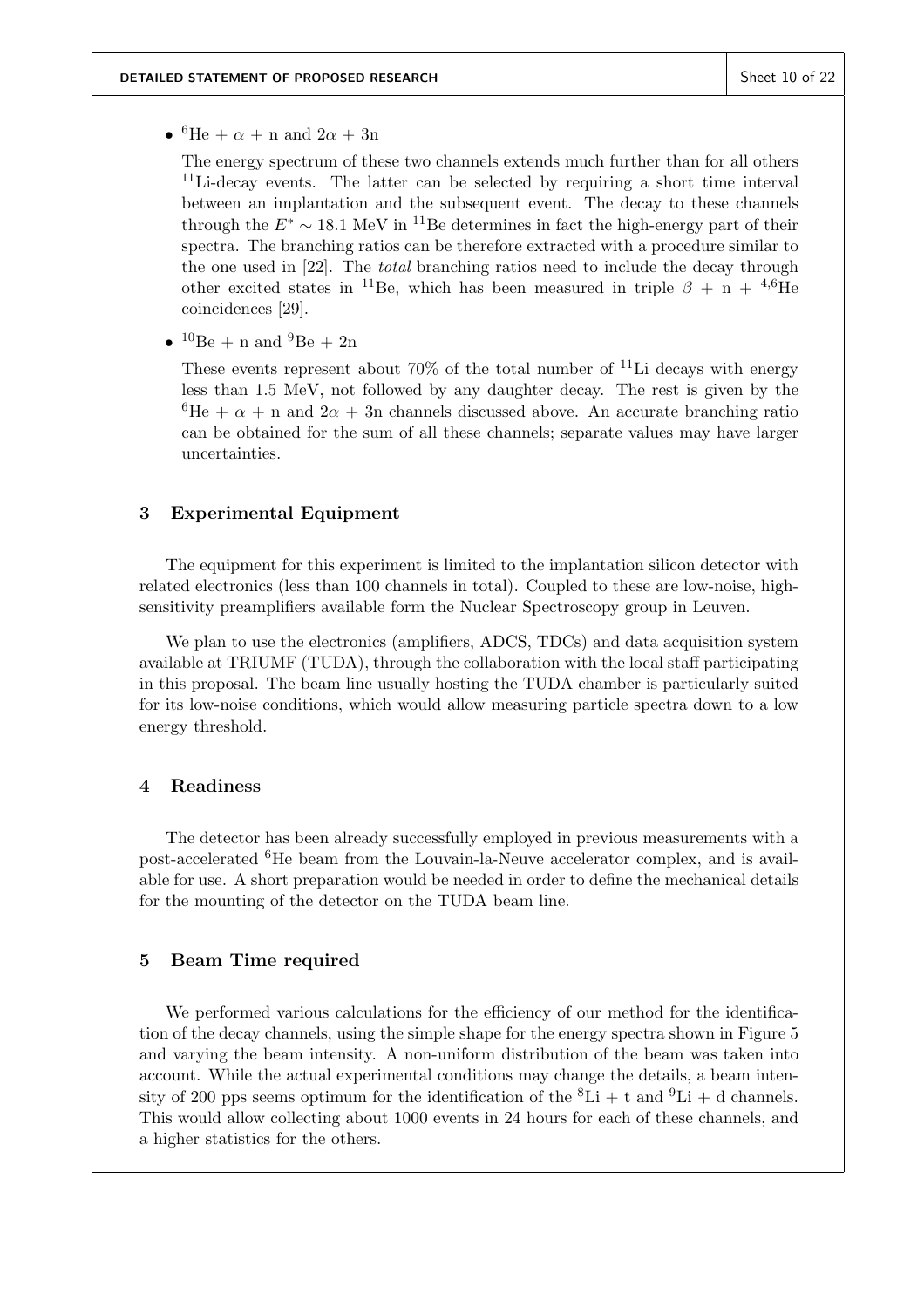- $^{6}$He + $\alpha$ + n and 2$\alpha$ + 3n

  The energy spectrum of these two channels extends much further than for all others $^{11}$Li-decay events. The latter can be selected by requiring a short time interval between an implantation and the subsequent event. The decay to these channels through the $E^{*} \sim 18.1$ MeV in $^{11}$Be determines in fact the high-energy part of their spectra. The branching ratios can be therefore extracted with a procedure similar to the one used in [22]. The *total* branching ratios need to include the decay through other excited states in $^{11}$Be, which has been measured in triple $\beta$ + n + $^{4,6}$He coincidences [29].

- $^{10}$Be + n and $^{9}$Be + 2n

  These events represent about 70% of the total number of $^{11}$Li decays with energy less than 1.5 MeV, not followed by any daughter decay. The rest is given by the $^{6}$He + $\alpha$ + n and 2$\alpha$ + 3n channels discussed above. An accurate branching ratio can be obtained for the sum of all these channels; separate values may have larger uncertainties.

## 3 Experimental Equipment

The equipment for this experiment is limited to the implantation silicon detector with related electronics (less than 100 channels in total). Coupled to these are low-noise, high-sensitivity preamplifiers available form the Nuclear Spectroscopy group in Leuven.

We plan to use the electronics (amplifiers, ADCS, TDCs) and data acquisition system available at TRIUMF (TUDA), through the collaboration with the local staff participating in this proposal. The beam line usually hosting the TUDA chamber is particularly suited for its low-noise conditions, which would allow measuring particle spectra down to a low energy threshold.

## 4 Readiness

The detector has been already successfully employed in previous measurements with a post-accelerated $^{6}$He beam from the Louvain-la-Neuve accelerator complex, and is available for use. A short preparation would be needed in order to define the mechanical details for the mounting of the detector on the TUDA beam line.

## 5 Beam Time required

We performed various calculations for the efficiency of our method for the identification of the decay channels, using the simple shape for the energy spectra shown in Figure 5 and varying the beam intensity. A non-uniform distribution of the beam was taken into account. While the actual experimental conditions may change the details, a beam intensity of 200 pps seems optimum for the identification of the $^{8}$Li + t and $^{9}$Li + d channels. This would allow collecting about 1000 events in 24 hours for each of these channels, and a higher statistics for the others.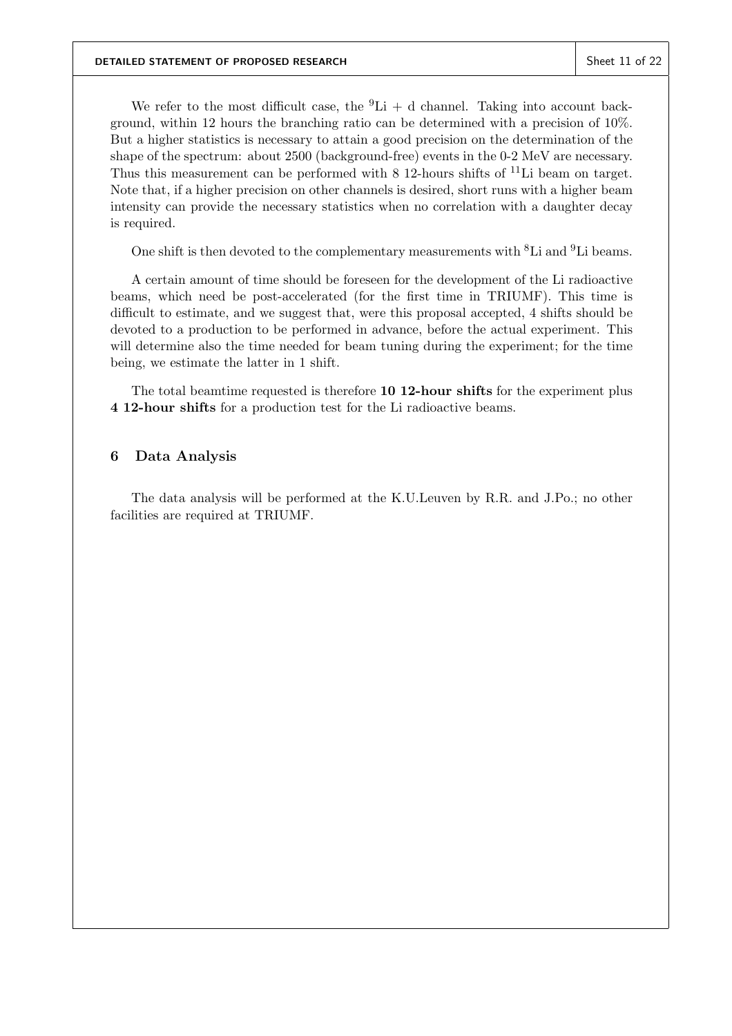We refer to the most difficult case, the $^{9}$Li + d channel. Taking into account background, within 12 hours the branching ratio can be determined with a precision of 10%. But a higher statistics is necessary to attain a good precision on the determination of the shape of the spectrum: about 2500 (background-free) events in the 0-2 MeV are necessary. Thus this measurement can be performed with 8 12-hours shifts of $^{11}$Li beam on target. Note that, if a higher precision on other channels is desired, short runs with a higher beam intensity can provide the necessary statistics when no correlation with a daughter decay is required.

One shift is then devoted to the complementary measurements with $^{8}$Li and $^{9}$Li beams.

A certain amount of time should be foreseen for the development of the Li radioactive beams, which need be post-accelerated (for the first time in TRIUMF). This time is difficult to estimate, and we suggest that, were this proposal accepted, 4 shifts should be devoted to a production to be performed in advance, before the actual experiment. This will determine also the time needed for beam tuning during the experiment; for the time being, we estimate the latter in 1 shift.

The total beamtime requested is therefore **10 12-hour shifts** for the experiment plus **4 12-hour shifts** for a production test for the Li radioactive beams.

## 6 Data Analysis

The data analysis will be performed at the K.U.Leuven by R.R. and J.Po.; no other facilities are required at TRIUMF.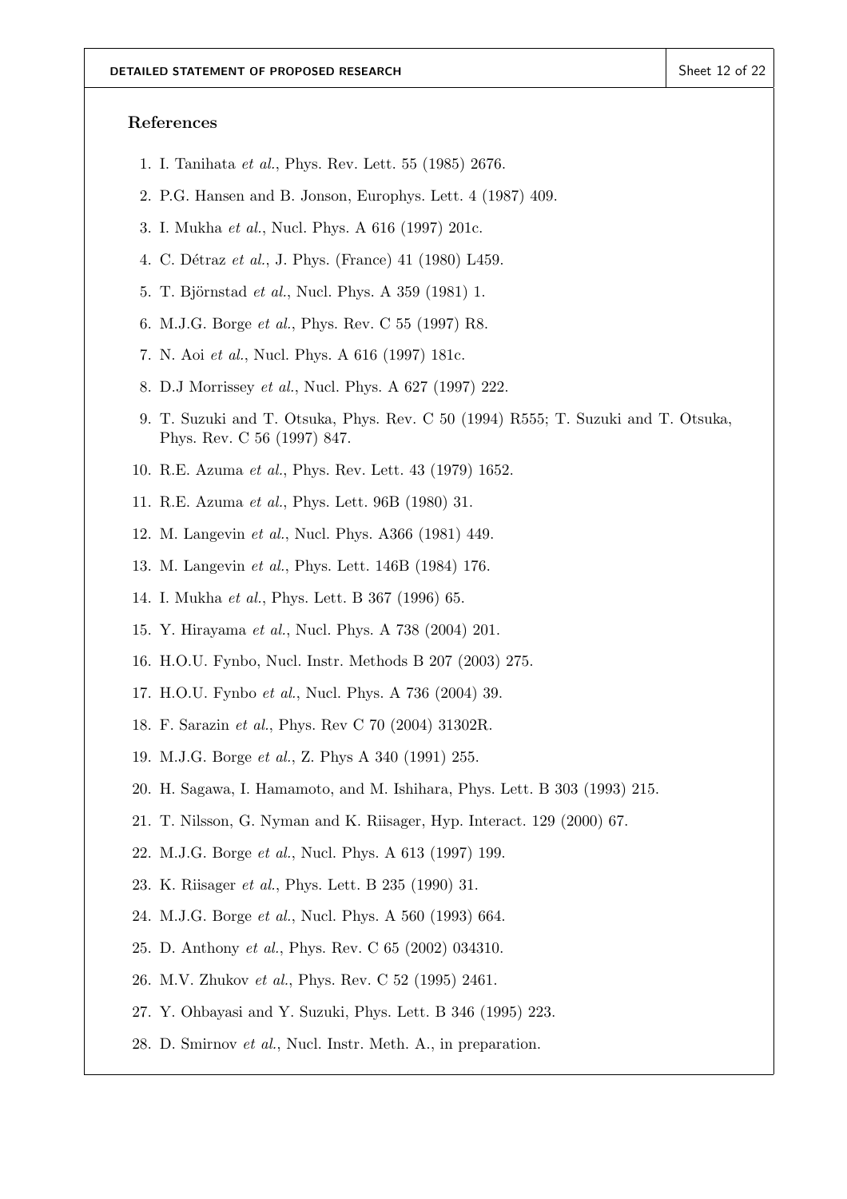## References

1. I. Tanihata *et al.*, Phys. Rev. Lett. 55 (1985) 2676.
2. P.G. Hansen and B. Jonson, Europhys. Lett. 4 (1987) 409.
3. I. Mukha *et al.*, Nucl. Phys. A 616 (1997) 201c.
4. C. Détraz *et al.*, J. Phys. (France) 41 (1980) L459.
5. T. Björnstad *et al.*, Nucl. Phys. A 359 (1981) 1.
6. M.J.G. Borge *et al.*, Phys. Rev. C 55 (1997) R8.
7. N. Aoi *et al.*, Nucl. Phys. A 616 (1997) 181c.
8. D.J Morrissey *et al.*, Nucl. Phys. A 627 (1997) 222.
9. T. Suzuki and T. Otsuka, Phys. Rev. C 50 (1994) R555; T. Suzuki and T. Otsuka, Phys. Rev. C 56 (1997) 847.
10. R.E. Azuma *et al.*, Phys. Rev. Lett. 43 (1979) 1652.
11. R.E. Azuma *et al.*, Phys. Lett. 96B (1980) 31.
12. M. Langevin *et al.*, Nucl. Phys. A366 (1981) 449.
13. M. Langevin *et al.*, Phys. Lett. 146B (1984) 176.
14. I. Mukha *et al.*, Phys. Lett. B 367 (1996) 65.
15. Y. Hirayama *et al.*, Nucl. Phys. A 738 (2004) 201.
16. H.O.U. Fynbo, Nucl. Instr. Methods B 207 (2003) 275.
17. H.O.U. Fynbo *et al.*, Nucl. Phys. A 736 (2004) 39.
18. F. Sarazin *et al.*, Phys. Rev C 70 (2004) 31302R.
19. M.J.G. Borge *et al.*, Z. Phys A 340 (1991) 255.
20. H. Sagawa, I. Hamamoto, and M. Ishihara, Phys. Lett. B 303 (1993) 215.
21. T. Nilsson, G. Nyman and K. Riisager, Hyp. Interact. 129 (2000) 67.
22. M.J.G. Borge *et al.*, Nucl. Phys. A 613 (1997) 199.
23. K. Riisager *et al.*, Phys. Lett. B 235 (1990) 31.
24. M.J.G. Borge *et al.*, Nucl. Phys. A 560 (1993) 664.
25. D. Anthony *et al.*, Phys. Rev. C 65 (2002) 034310.
26. M.V. Zhukov *et al.*, Phys. Rev. C 52 (1995) 2461.
27. Y. Ohbayasi and Y. Suzuki, Phys. Lett. B 346 (1995) 223.
28. D. Smirnov *et al.*, Nucl. Instr. Meth. A., in preparation.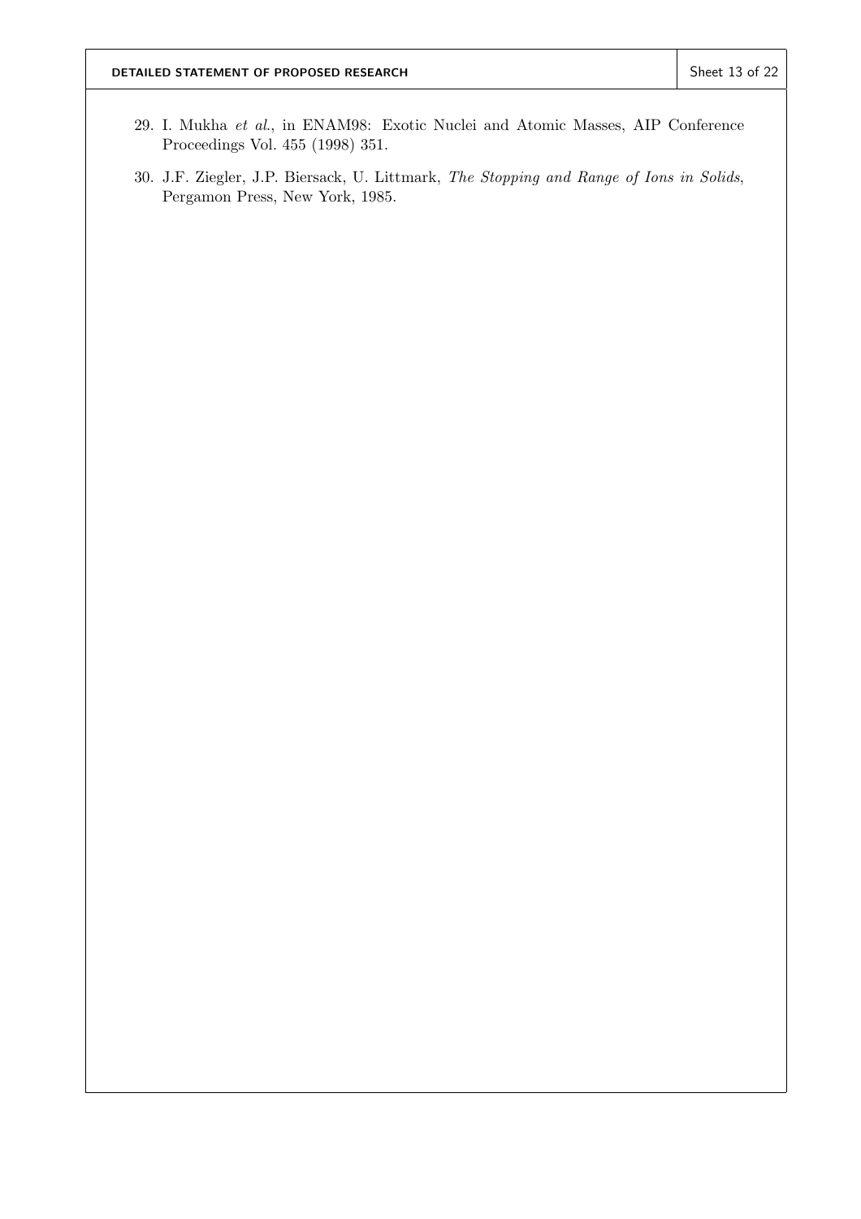29. I. Mukha *et al.*, in ENAM98: Exotic Nuclei and Atomic Masses, AIP Conference Proceedings Vol. 455 (1998) 351.

30. J.F. Ziegler, J.P. Biersack, U. Littmark, *The Stopping and Range of Ions in Solids*, Pergamon Press, New York, 1985.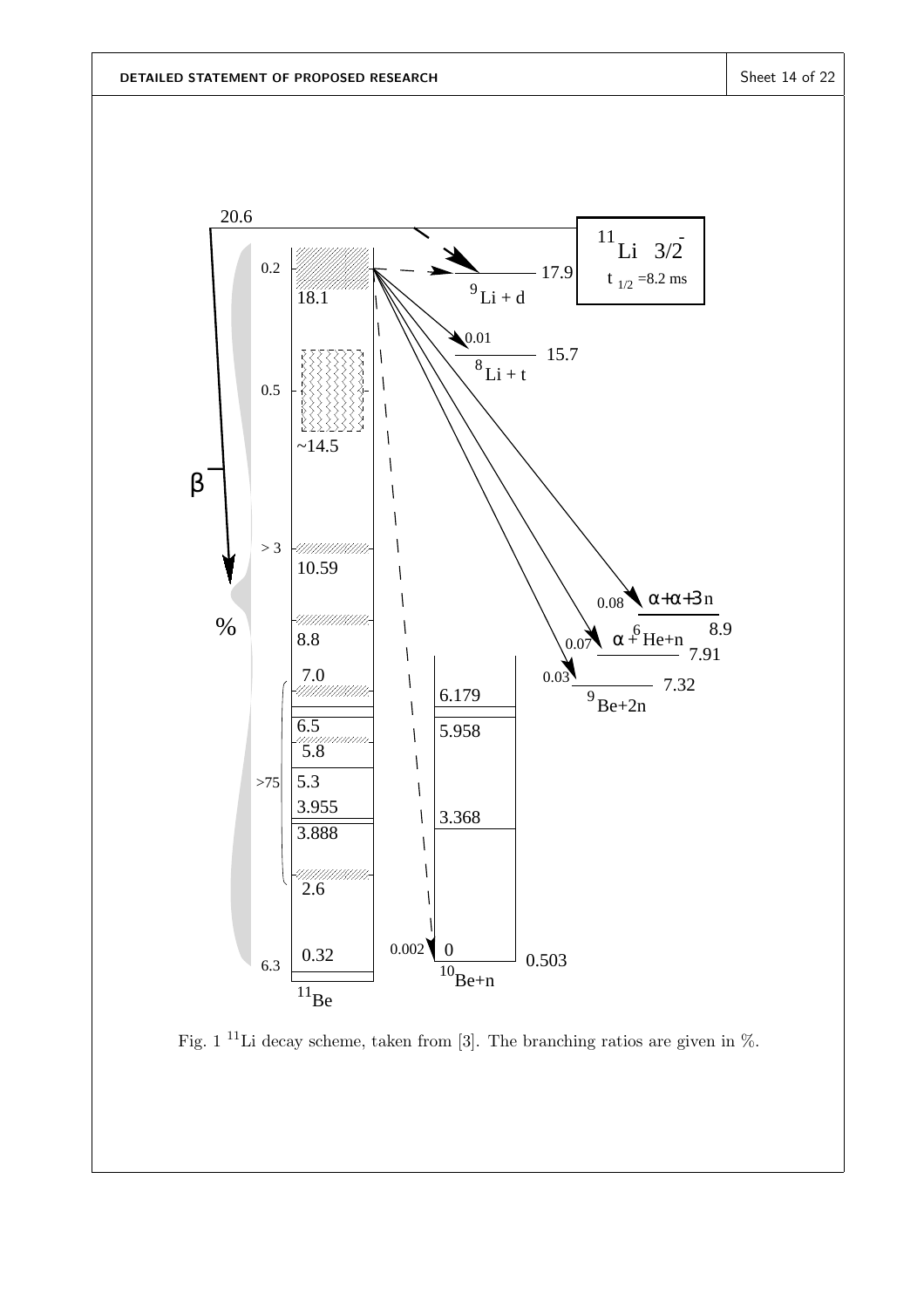Fig. 1 $^{11}$Li decay scheme, taken from [3]. The branching ratios are given in %.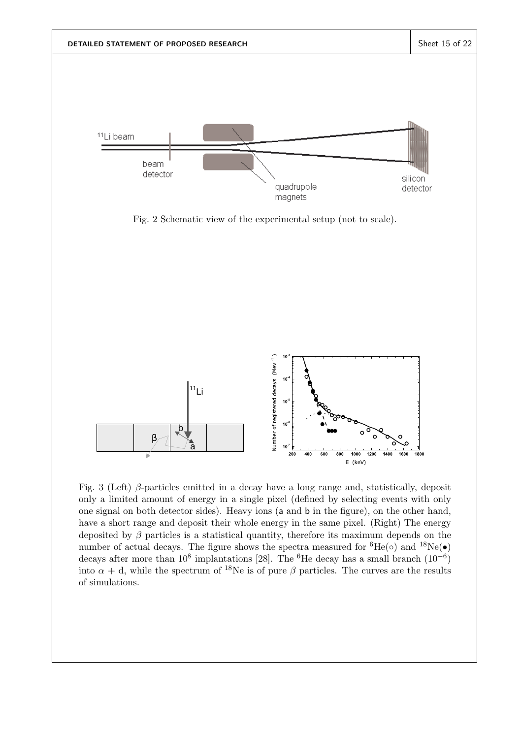Fig. 2 Schematic view of the experimental setup (not to scale).

Fig. 3 (Left) $\beta$-particles emitted in a decay have a long range and, statistically, deposit only a limited amount of energy in a single pixel (defined by selecting events with only one signal on both detector sides). Heavy ions (a and b in the figure), on the other hand, have a short range and deposit their whole energy in the same pixel. (Right) The energy deposited by $\beta$ particles is a statistical quantity, therefore its maximum depends on the number of actual decays. The figure shows the spectra measured for $^{6}$He($\circ$) and $^{18}$Ne($\bullet$) decays after more than $10^8$ implantations [28]. The $^{6}$He decay has a small branch ($10^{-6}$) into $\alpha$ + d, while the spectrum of $^{18}$Ne is of pure $\beta$ particles. The curves are the results of simulations.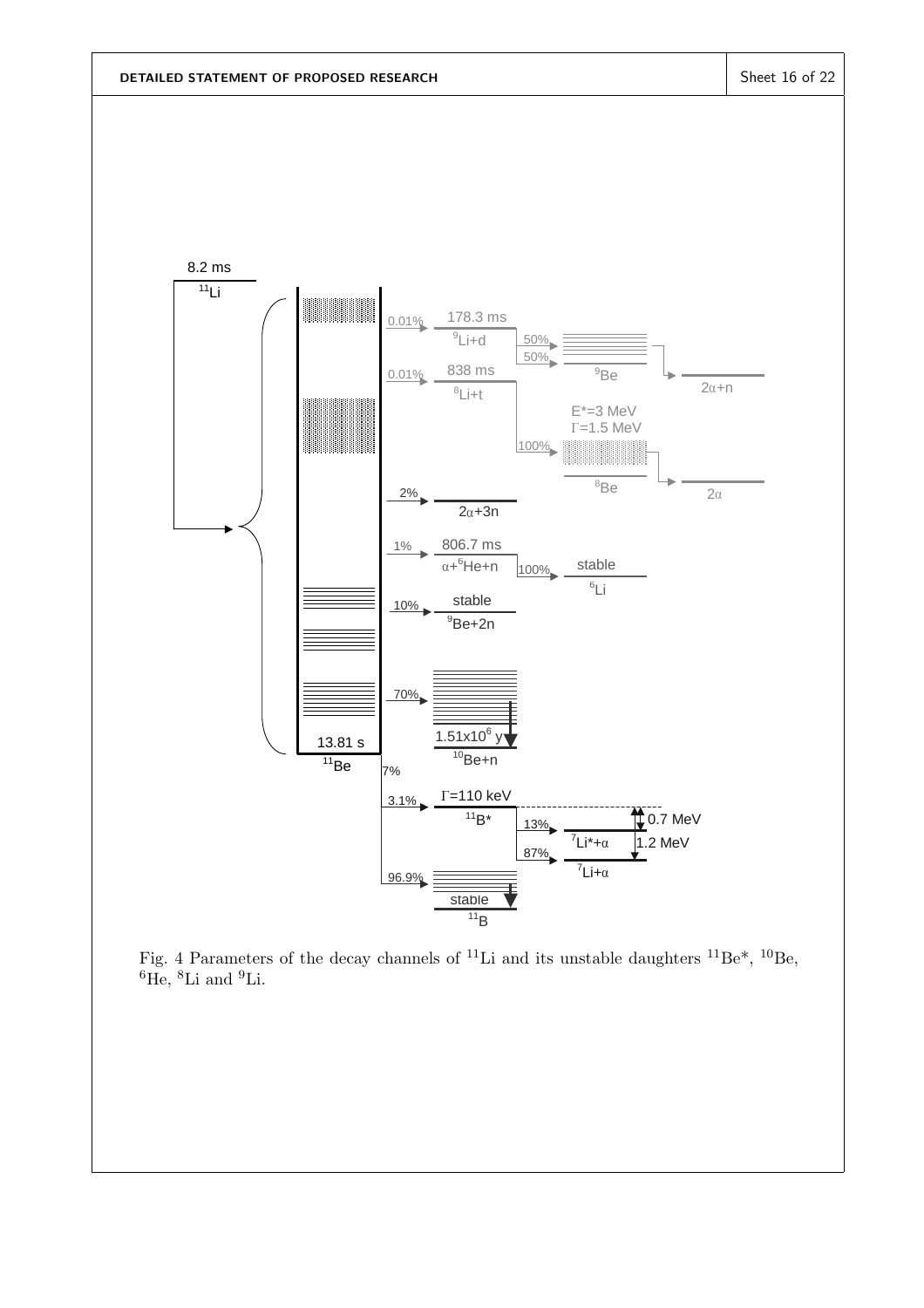Fig. 4 Parameters of the decay channels of $^{11}$Li and its unstable daughters $^{11}$Be*, $^{10}$Be, $^{6}$He, $^{8}$Li and $^{9}$Li.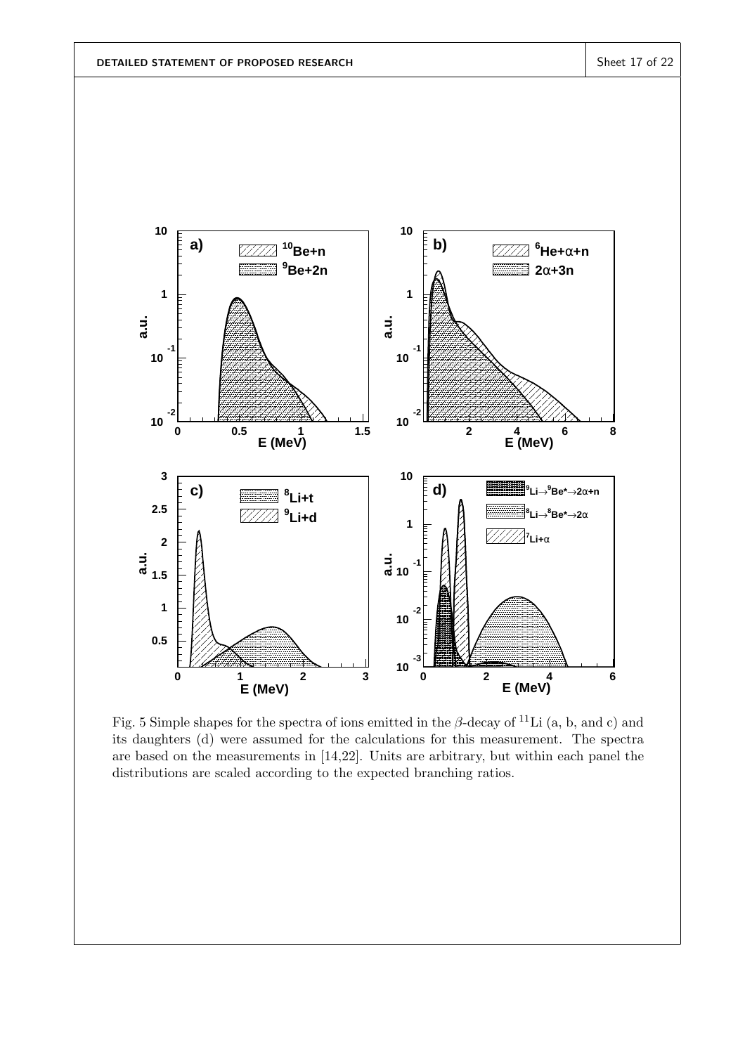Fig. 5 Simple shapes for the spectra of ions emitted in the $\beta$-decay of $^{11}$Li (a, b, and c) and its daughters (d) were assumed for the calculations for this measurement. The spectra are based on the measurements in [14,22]. Units are arbitrary, but within each panel the distributions are scaled according to the expected branching ratios.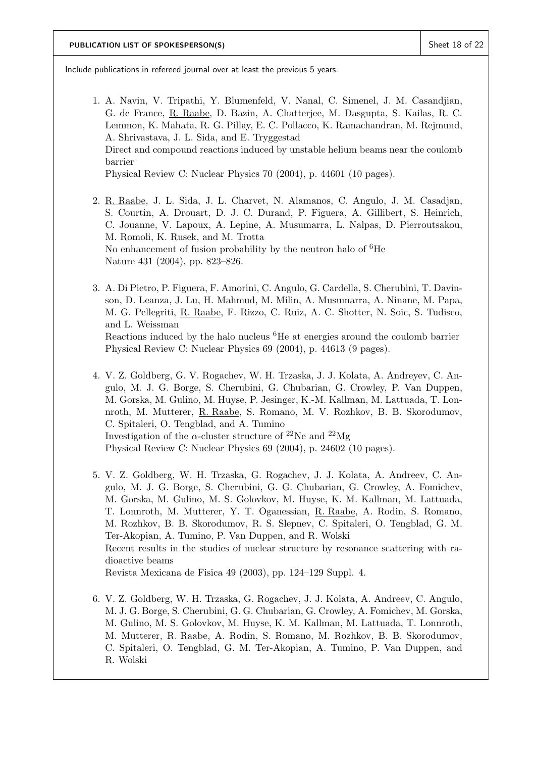**PUBLICATION LIST OF SPOKESPERSON(S)**

Include publications in refereed journal over at least the previous 5 years.

1. A. Navin, V. Tripathi, Y. Blumenfeld, V. Nanal, C. Simenel, J. M. Casandjian, G. de France, R. Raabe, D. Bazin, A. Chatterjee, M. Dasgupta, S. Kailas, R. C. Lemmon, K. Mahata, R. G. Pillay, E. C. Pollacco, K. Ramachandran, M. Rejmund, A. Shrivastava, J. L. Sida, and E. Tryggestad
   Direct and compound reactions induced by unstable helium beams near the coulomb barrier
   Physical Review C: Nuclear Physics 70 (2004), p. 44601 (10 pages).

2. R. Raabe, J. L. Sida, J. L. Charvet, N. Alamanos, C. Angulo, J. M. Casadjan, S. Courtin, A. Drouart, D. J. C. Durand, P. Figuera, A. Gillibert, S. Heinrich, C. Jouanne, V. Lapoux, A. Lepine, A. Musumarra, L. Nalpas, D. Pierroutsakou, M. Romoli, K. Rusek, and M. Trotta
   No enhancement of fusion probability by the neutron halo of $^{6}$He
   Nature 431 (2004), pp. 823–826.

3. A. Di Pietro, P. Figuera, F. Amorini, C. Angulo, G. Cardella, S. Cherubini, T. Davinson, D. Leanza, J. Lu, H. Mahmud, M. Milin, A. Musumarra, A. Ninane, M. Papa, M. G. Pellegriti, R. Raabe, F. Rizzo, C. Ruiz, A. C. Shotter, N. Soic, S. Tudisco, and L. Weissman
   Reactions induced by the halo nucleus $^{6}$He at energies around the coulomb barrier
   Physical Review C: Nuclear Physics 69 (2004), p. 44613 (9 pages).

4. V. Z. Goldberg, G. V. Rogachev, W. H. Trzaska, J. J. Kolata, A. Andreyev, C. Angulo, M. J. G. Borge, S. Cherubini, G. Chubarian, G. Crowley, P. Van Duppen, M. Gorska, M. Gulino, M. Huyse, P. Jesinger, K.-M. Kallman, M. Lattuada, T. Lonnroth, M. Mutterer, R. Raabe, S. Romano, M. V. Rozhkov, B. B. Skorodumov, C. Spitaleri, O. Tengblad, and A. Tumino
   Investigation of the $\alpha$-cluster structure of $^{22}$Ne and $^{22}$Mg
   Physical Review C: Nuclear Physics 69 (2004), p. 24602 (10 pages).

5. V. Z. Goldberg, W. H. Trzaska, G. Rogachev, J. J. Kolata, A. Andreev, C. Angulo, M. J. G. Borge, S. Cherubini, G. G. Chubarian, G. Crowley, A. Fomichev, M. Gorska, M. Gulino, M. S. Golovkov, M. Huyse, K. M. Kallman, M. Lattuada, T. Lonnroth, M. Mutterer, Y. T. Oganessian, R. Raabe, A. Rodin, S. Romano, M. Rozhkov, B. B. Skorodumov, R. S. Slepnev, C. Spitaleri, O. Tengblad, G. M. Ter-Akopian, A. Tumino, P. Van Duppen, and R. Wolski
   Recent results in the studies of nuclear structure by resonance scattering with radioactive beams
   Revista Mexicana de Fisica 49 (2003), pp. 124–129 Suppl. 4.

6. V. Z. Goldberg, W. H. Trzaska, G. Rogachev, J. J. Kolata, A. Andreev, C. Angulo, M. J. G. Borge, S. Cherubini, G. G. Chubarian, G. Crowley, A. Fomichev, M. Gorska, M. Gulino, M. S. Golovkov, M. Huyse, K. M. Kallman, M. Lattuada, T. Lonnroth, M. Mutterer, R. Raabe, A. Rodin, S. Romano, M. Rozhkov, B. B. Skorodumov, C. Spitaleri, O. Tengblad, G. M. Ter-Akopian, A. Tumino, P. Van Duppen, and R. Wolski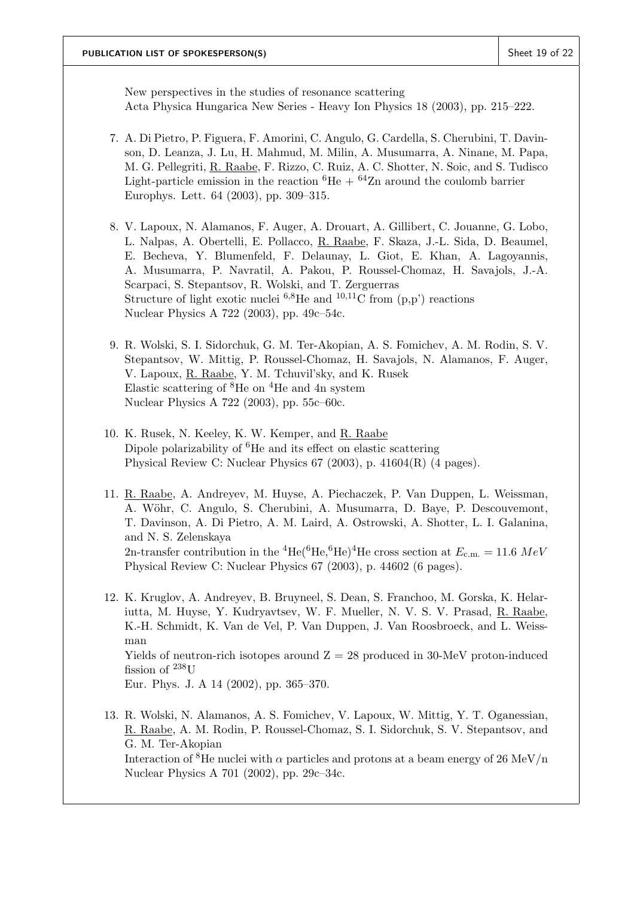New perspectives in the studies of resonance scattering
Acta Physica Hungarica New Series - Heavy Ion Physics 18 (2003), pp. 215–222.

7. A. Di Pietro, P. Figuera, F. Amorini, C. Angulo, G. Cardella, S. Cherubini, T. Davinson, D. Leanza, J. Lu, H. Mahmud, M. Milin, A. Musumarra, A. Ninane, M. Papa, M. G. Pellegriti, R. Raabe, F. Rizzo, C. Ruiz, A. C. Shotter, N. Soic, and S. Tudisco
Light-particle emission in the reaction $^{6}$He + $^{64}$Zn around the coulomb barrier
Europhys. Lett. 64 (2003), pp. 309–315.

8. V. Lapoux, N. Alamanos, F. Auger, A. Drouart, A. Gillibert, C. Jouanne, G. Lobo, L. Nalpas, A. Obertelli, E. Pollacco, R. Raabe, F. Skaza, J.-L. Sida, D. Beaumel, E. Becheva, Y. Blumenfeld, F. Delaunay, L. Giot, E. Khan, A. Lagoyannis, A. Musumarra, P. Navratil, A. Pakou, P. Roussel-Chomaz, H. Savajols, J.-A. Scarpaci, S. Stepantsov, R. Wolski, and T. Zerguerras
Structure of light exotic nuclei $^{6,8}$He and $^{10,11}$C from (p,p') reactions
Nuclear Physics A 722 (2003), pp. 49c–54c.

9. R. Wolski, S. I. Sidorchuk, G. M. Ter-Akopian, A. S. Fomichev, A. M. Rodin, S. V. Stepantsov, W. Mittig, P. Roussel-Chomaz, H. Savajols, N. Alamanos, F. Auger, V. Lapoux, R. Raabe, Y. M. Tchuvil'sky, and K. Rusek
Elastic scattering of $^{8}$He on $^{4}$He and 4n system
Nuclear Physics A 722 (2003), pp. 55c–60c.

10. K. Rusek, N. Keeley, K. W. Kemper, and R. Raabe
Dipole polarizability of $^{6}$He and its effect on elastic scattering
Physical Review C: Nuclear Physics 67 (2003), p. 41604(R) (4 pages).

11. R. Raabe, A. Andreyev, M. Huyse, A. Piechaczek, P. Van Duppen, L. Weissman, A. Wöhr, C. Angulo, S. Cherubini, A. Musumarra, D. Baye, P. Descouvemont, T. Davinson, A. Di Pietro, A. M. Laird, A. Ostrowski, A. Shotter, L. I. Galanina, and N. S. Zelenskaya
2n-transfer contribution in the $^{4}$He($^{6}$He,$^{6}$He)$^{4}$He cross section at $E_{\mathrm{c.m.}} = 11.6\ MeV$
Physical Review C: Nuclear Physics 67 (2003), p. 44602 (6 pages).

12. K. Kruglov, A. Andreyev, B. Bruyneel, S. Dean, S. Franchoo, M. Gorska, K. Helariutta, M. Huyse, Y. Kudryavtsev, W. F. Mueller, N. V. S. V. Prasad, R. Raabe, K.-H. Schmidt, K. Van de Vel, P. Van Duppen, J. Van Roosbroeck, and L. Weissman
Yields of neutron-rich isotopes around Z = 28 produced in 30-MeV proton-induced fission of $^{238}$U
Eur. Phys. J. A 14 (2002), pp. 365–370.

13. R. Wolski, N. Alamanos, A. S. Fomichev, V. Lapoux, W. Mittig, Y. T. Oganessian, R. Raabe, A. M. Rodin, P. Roussel-Chomaz, S. I. Sidorchuk, S. V. Stepantsov, and G. M. Ter-Akopian
Interaction of $^{8}$He nuclei with $\alpha$ particles and protons at a beam energy of 26 MeV/n
Nuclear Physics A 701 (2002), pp. 29c–34c.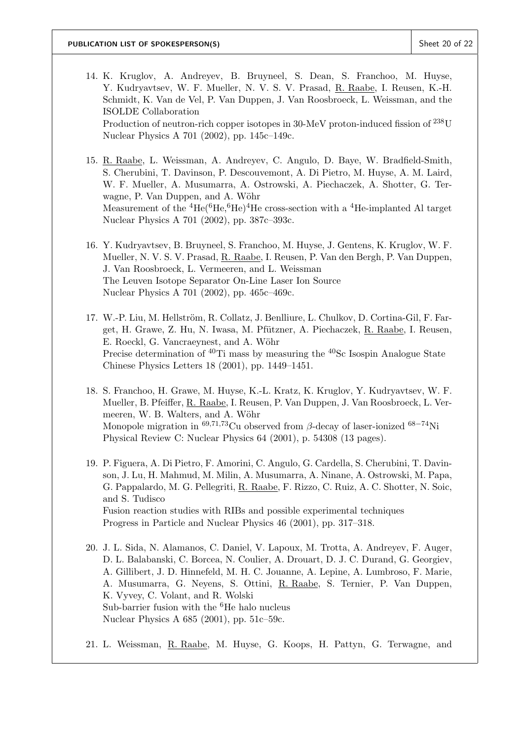14. K. Kruglov, A. Andreyev, B. Bruyneel, S. Dean, S. Franchoo, M. Huyse, Y. Kudryavtsev, W. F. Mueller, N. V. S. V. Prasad, R. Raabe, I. Reusen, K.-H. Schmidt, K. Van de Vel, P. Van Duppen, J. Van Roosbroeck, L. Weissman, and the ISOLDE Collaboration
    Production of neutron-rich copper isotopes in 30-MeV proton-induced fission of $^{238}$U
    Nuclear Physics A 701 (2002), pp. 145c–149c.

15. R. Raabe, L. Weissman, A. Andreyev, C. Angulo, D. Baye, W. Bradfield-Smith, S. Cherubini, T. Davinson, P. Descouvemont, A. Di Pietro, M. Huyse, A. M. Laird, W. F. Mueller, A. Musumarra, A. Ostrowski, A. Piechaczek, A. Shotter, G. Terwagne, P. Van Duppen, and A. Wöhr
    Measurement of the $^{4}$He($^{6}$He,$^{6}$He)$^{4}$He cross-section with a $^{4}$He-implanted Al target
    Nuclear Physics A 701 (2002), pp. 387c–393c.

16. Y. Kudryavtsev, B. Bruyneel, S. Franchoo, M. Huyse, J. Gentens, K. Kruglov, W. F. Mueller, N. V. S. V. Prasad, R. Raabe, I. Reusen, P. Van den Bergh, P. Van Duppen, J. Van Roosbroeck, L. Vermeeren, and L. Weissman
    The Leuven Isotope Separator On-Line Laser Ion Source
    Nuclear Physics A 701 (2002), pp. 465c–469c.

17. W.-P. Liu, M. Hellström, R. Collatz, J. Benlliure, L. Chulkov, D. Cortina-Gil, F. Farget, H. Grawe, Z. Hu, N. Iwasa, M. Pfützner, A. Piechaczek, R. Raabe, I. Reusen, E. Roeckl, G. Vancraeynest, and A. Wöhr
    Precise determination of $^{40}$Ti mass by measuring the $^{40}$Sc Isospin Analogue State
    Chinese Physics Letters 18 (2001), pp. 1449–1451.

18. S. Franchoo, H. Grawe, M. Huyse, K.-L. Kratz, K. Kruglov, Y. Kudryavtsev, W. F. Mueller, B. Pfeiffer, R. Raabe, I. Reusen, P. Van Duppen, J. Van Roosbroeck, L. Vermeeren, W. B. Walters, and A. Wöhr
    Monopole migration in $^{69,71,73}$Cu observed from $\beta$-decay of laser-ionized $^{68-74}$Ni
    Physical Review C: Nuclear Physics 64 (2001), p. 54308 (13 pages).

19. P. Figuera, A. Di Pietro, F. Amorini, C. Angulo, G. Cardella, S. Cherubini, T. Davinson, J. Lu, H. Mahmud, M. Milin, A. Musumarra, A. Ninane, A. Ostrowski, M. Papa, G. Pappalardo, M. G. Pellegriti, R. Raabe, F. Rizzo, C. Ruiz, A. C. Shotter, N. Soic, and S. Tudisco
    Fusion reaction studies with RIBs and possible experimental techniques
    Progress in Particle and Nuclear Physics 46 (2001), pp. 317–318.

20. J. L. Sida, N. Alamanos, C. Daniel, V. Lapoux, M. Trotta, A. Andreyev, F. Auger, D. L. Balabanski, C. Borcea, N. Coulier, A. Drouart, D. J. C. Durand, G. Georgiev, A. Gillibert, J. D. Hinnefeld, M. H. C. Jouanne, A. Lepine, A. Lumbroso, F. Marie, A. Musumarra, G. Neyens, S. Ottini, R. Raabe, S. Ternier, P. Van Duppen, K. Vyvey, C. Volant, and R. Wolski
    Sub-barrier fusion with the $^{6}$He halo nucleus
    Nuclear Physics A 685 (2001), pp. 51c–59c.

21. L. Weissman, R. Raabe, M. Huyse, G. Koops, H. Pattyn, G. Terwagne, and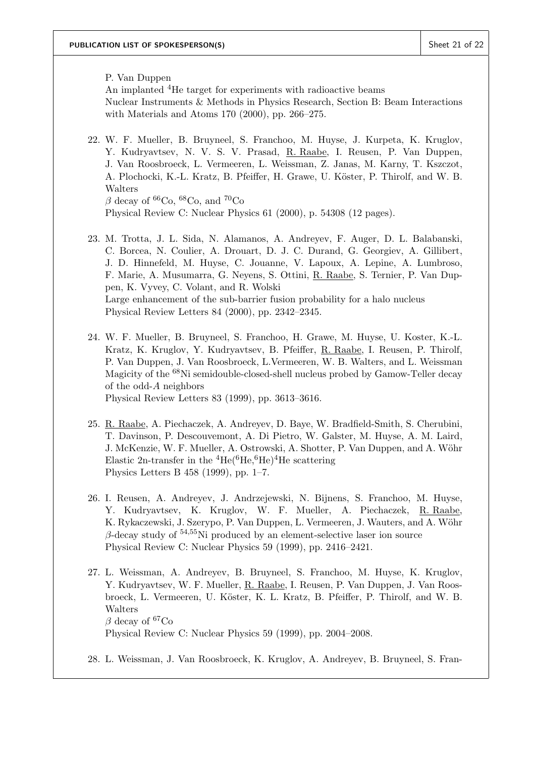P. Van Duppen
An implanted $^{4}$He target for experiments with radioactive beams
Nuclear Instruments & Methods in Physics Research, Section B: Beam Interactions with Materials and Atoms 170 (2000), pp. 266–275.

22. W. F. Mueller, B. Bruyneel, S. Franchoo, M. Huyse, J. Kurpeta, K. Kruglov, Y. Kudryavtsev, N. V. S. V. Prasad, R. Raabe, I. Reusen, P. Van Duppen, J. Van Roosbroeck, L. Vermeeren, L. Weissman, Z. Janas, M. Karny, T. Kszczot, A. Plochocki, K.-L. Kratz, B. Pfeiffer, H. Grawe, U. Köster, P. Thirolf, and W. B. Walters
$\beta$ decay of $^{66}$Co, $^{68}$Co, and $^{70}$Co
Physical Review C: Nuclear Physics 61 (2000), p. 54308 (12 pages).

23. M. Trotta, J. L. Sida, N. Alamanos, A. Andreyev, F. Auger, D. L. Balabanski, C. Borcea, N. Coulier, A. Drouart, D. J. C. Durand, G. Georgiev, A. Gillibert, J. D. Hinnefeld, M. Huyse, C. Jouanne, V. Lapoux, A. Lepine, A. Lumbroso, F. Marie, A. Musumarra, G. Neyens, S. Ottini, R. Raabe, S. Ternier, P. Van Duppen, K. Vyvey, C. Volant, and R. Wolski
Large enhancement of the sub-barrier fusion probability for a halo nucleus
Physical Review Letters 84 (2000), pp. 2342–2345.

24. W. F. Mueller, B. Bruyneel, S. Franchoo, H. Grawe, M. Huyse, U. Koster, K.-L. Kratz, K. Kruglov, Y. Kudryavtsev, B. Pfeiffer, R. Raabe, I. Reusen, P. Thirolf, P. Van Duppen, J. Van Roosbroeck, L.Vermeeren, W. B. Walters, and L. Weissman
Magicity of the $^{68}$Ni semidouble-closed-shell nucleus probed by Gamow-Teller decay of the odd-$A$ neighbors
Physical Review Letters 83 (1999), pp. 3613–3616.

25. R. Raabe, A. Piechaczek, A. Andreyev, D. Baye, W. Bradfield-Smith, S. Cherubini, T. Davinson, P. Descouvemont, A. Di Pietro, W. Galster, M. Huyse, A. M. Laird, J. McKenzie, W. F. Mueller, A. Ostrowski, A. Shotter, P. Van Duppen, and A. Wöhr
Elastic 2n-transfer in the $^{4}$He($^{6}$He,$^{6}$He)$^{4}$He scattering
Physics Letters B 458 (1999), pp. 1–7.

26. I. Reusen, A. Andreyev, J. Andrzejewski, N. Bijnens, S. Franchoo, M. Huyse, Y. Kudryavtsev, K. Kruglov, W. F. Mueller, A. Piechaczek, R. Raabe, K. Rykaczewski, J. Szerypo, P. Van Duppen, L. Vermeeren, J. Wauters, and A. Wöhr
$\beta$-decay study of $^{54,55}$Ni produced by an element-selective laser ion source
Physical Review C: Nuclear Physics 59 (1999), pp. 2416–2421.

27. L. Weissman, A. Andreyev, B. Bruyneel, S. Franchoo, M. Huyse, K. Kruglov, Y. Kudryavtsev, W. F. Mueller, R. Raabe, I. Reusen, P. Van Duppen, J. Van Roosbroeck, L. Vermeeren, U. Köster, K. L. Kratz, B. Pfeiffer, P. Thirolf, and W. B. Walters
$\beta$ decay of $^{67}$Co
Physical Review C: Nuclear Physics 59 (1999), pp. 2004–2008.

28. L. Weissman, J. Van Roosbroeck, K. Kruglov, A. Andreyev, B. Bruyneel, S. Fran-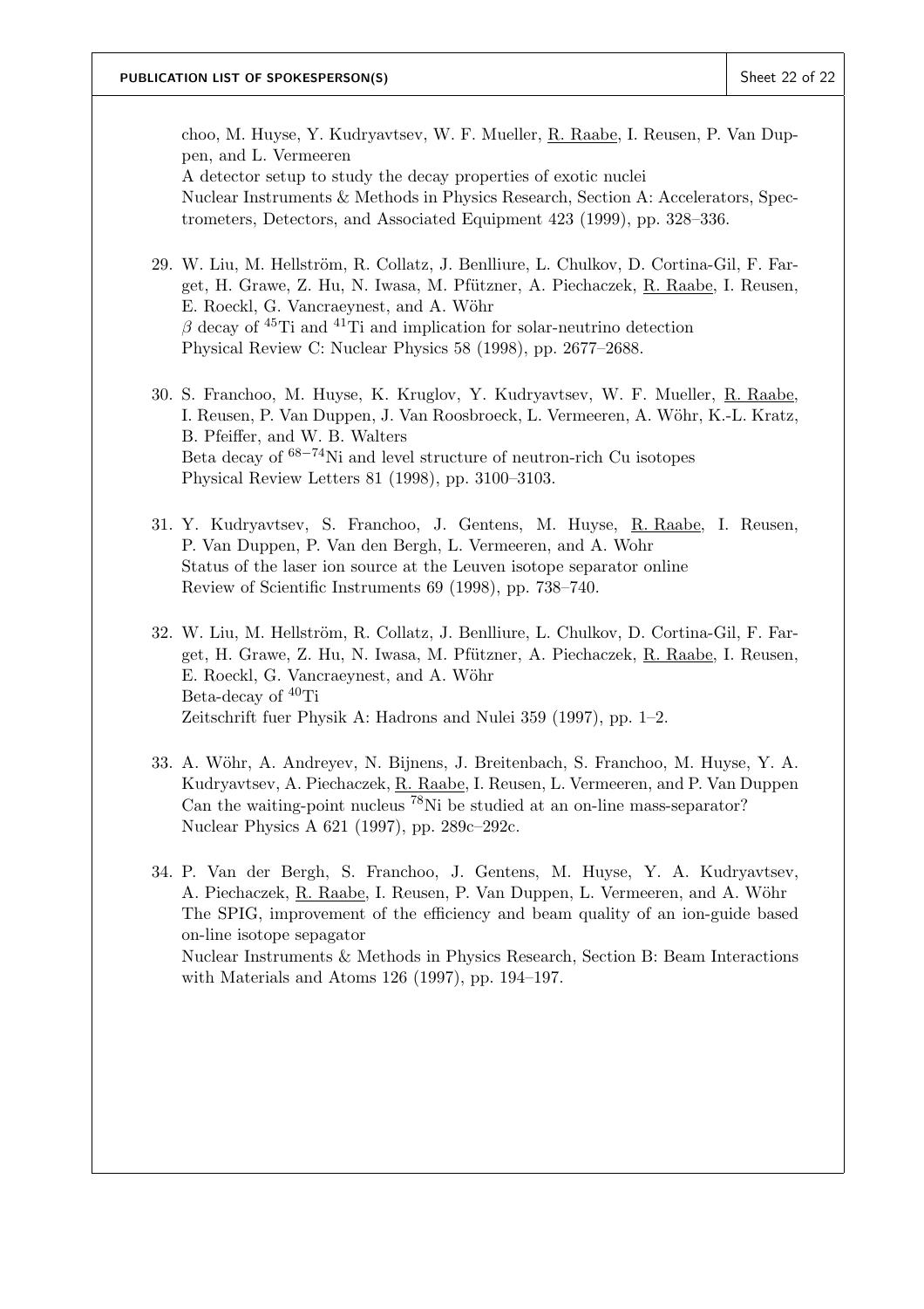choo, M. Huyse, Y. Kudryavtsev, W. F. Mueller, R. Raabe, I. Reusen, P. Van Duppen, and L. Vermeeren
A detector setup to study the decay properties of exotic nuclei
Nuclear Instruments & Methods in Physics Research, Section A: Accelerators, Spectrometers, Detectors, and Associated Equipment 423 (1999), pp. 328–336.

29. W. Liu, M. Hellström, R. Collatz, J. Benlliure, L. Chulkov, D. Cortina-Gil, F. Farget, H. Grawe, Z. Hu, N. Iwasa, M. Pfützner, A. Piechaczek, R. Raabe, I. Reusen, E. Roeckl, G. Vancraeynest, and A. Wöhr
$\beta$ decay of $^{45}$Ti and $^{41}$Ti and implication for solar-neutrino detection
Physical Review C: Nuclear Physics 58 (1998), pp. 2677–2688.

30. S. Franchoo, M. Huyse, K. Kruglov, Y. Kudryavtsev, W. F. Mueller, R. Raabe, I. Reusen, P. Van Duppen, J. Van Roosbroeck, L. Vermeeren, A. Wöhr, K.-L. Kratz, B. Pfeiffer, and W. B. Walters
Beta decay of $^{68-74}$Ni and level structure of neutron-rich Cu isotopes
Physical Review Letters 81 (1998), pp. 3100–3103.

31. Y. Kudryavtsev, S. Franchoo, J. Gentens, M. Huyse, R. Raabe, I. Reusen, P. Van Duppen, P. Van den Bergh, L. Vermeeren, and A. Wohr
Status of the laser ion source at the Leuven isotope separator online
Review of Scientific Instruments 69 (1998), pp. 738–740.

32. W. Liu, M. Hellström, R. Collatz, J. Benlliure, L. Chulkov, D. Cortina-Gil, F. Farget, H. Grawe, Z. Hu, N. Iwasa, M. Pfützner, A. Piechaczek, R. Raabe, I. Reusen, E. Roeckl, G. Vancraeynest, and A. Wöhr
Beta-decay of $^{40}$Ti
Zeitschrift fuer Physik A: Hadrons and Nulei 359 (1997), pp. 1–2.

33. A. Wöhr, A. Andreyev, N. Bijnens, J. Breitenbach, S. Franchoo, M. Huyse, Y. A. Kudryavtsev, A. Piechaczek, R. Raabe, I. Reusen, L. Vermeeren, and P. Van Duppen
Can the waiting-point nucleus $^{78}$Ni be studied at an on-line mass-separator?
Nuclear Physics A 621 (1997), pp. 289c–292c.

34. P. Van der Bergh, S. Franchoo, J. Gentens, M. Huyse, Y. A. Kudryavtsev, A. Piechaczek, R. Raabe, I. Reusen, P. Van Duppen, L. Vermeeren, and A. Wöhr
The SPIG, improvement of the efficiency and beam quality of an ion-guide based on-line isotope sepagator
Nuclear Instruments & Methods in Physics Research, Section B: Beam Interactions with Materials and Atoms 126 (1997), pp. 194–197.